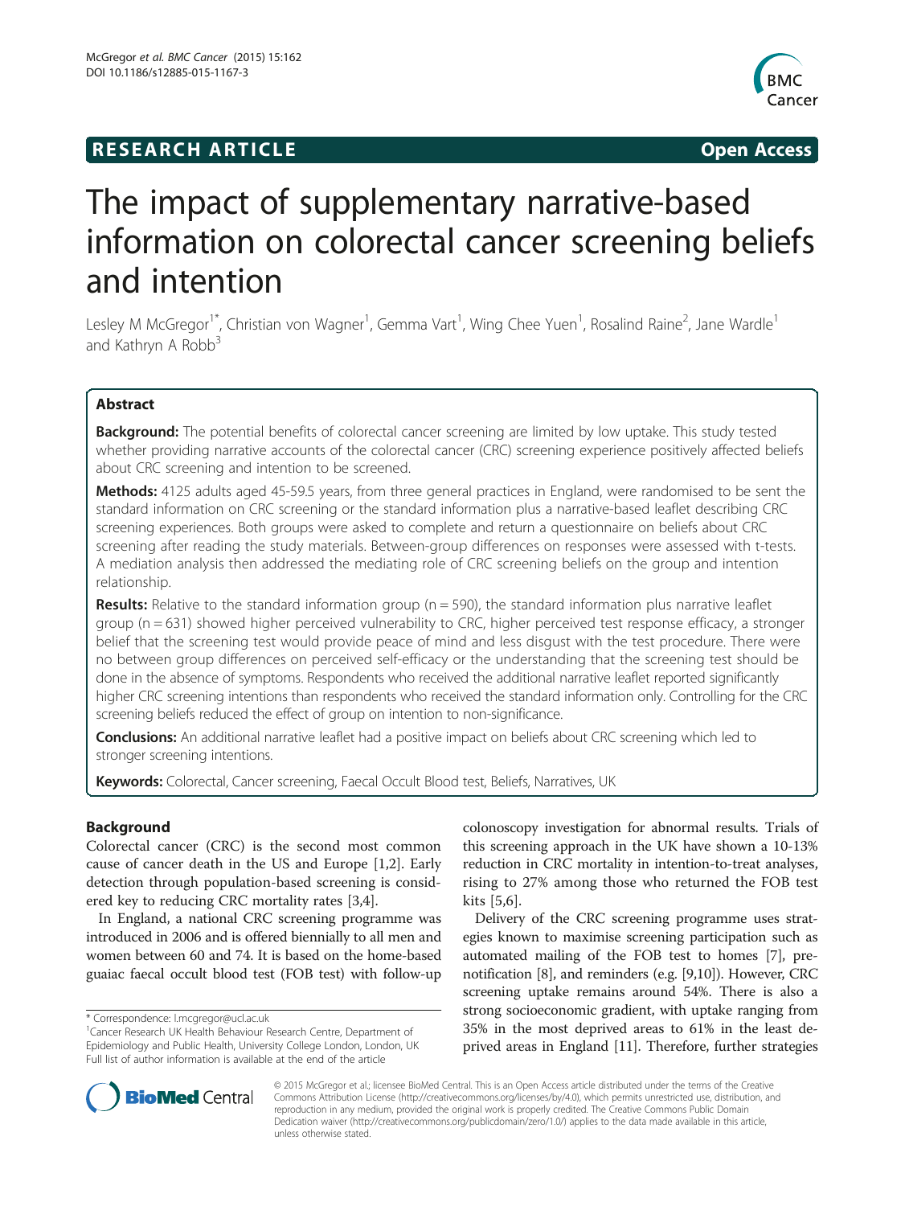# RESEARCH ARTICLE

Open Access

# The impact of supplementary narrative-based information on colorectal cancer screening beliefs and intention

Lesley M McGregor[1*], Christian von Wagner[1], Gemma Vart[1], Wing Chee Yuen[1], Rosalind Raine[2], Jane Wardle[1] and Kathryn A Robb[3]

## Abstract

**Background:** The potential benefits of colorectal cancer screening are limited by low uptake. This study tested whether providing narrative accounts of the colorectal cancer (CRC) screening experience positively affected beliefs about CRC screening and intention to be screened.

**Methods:** 4125 adults aged 45-59.5 years, from three general practices in England, were randomised to be sent the standard information on CRC screening or the standard information plus a narrative-based leaflet describing CRC screening experiences. Both groups were asked to complete and return a questionnaire on beliefs about CRC screening after reading the study materials. Between-group differences on responses were assessed with t-tests. A mediation analysis then addressed the mediating role of CRC screening beliefs on the group and intention relationship.

**Results:** Relative to the standard information group (n = 590), the standard information plus narrative leaflet group (n = 631) showed higher perceived vulnerability to CRC, higher perceived test response efficacy, a stronger belief that the screening test would provide peace of mind and less disgust with the test procedure. There were no between group differences on perceived self-efficacy or the understanding that the screening test should be done in the absence of symptoms. Respondents who received the additional narrative leaflet reported significantly higher CRC screening intentions than respondents who received the standard information only. Controlling for the CRC screening beliefs reduced the effect of group on intention to non-significance.

**Conclusions:** An additional narrative leaflet had a positive impact on beliefs about CRC screening which led to stronger screening intentions.

**Keywords:** Colorectal, Cancer screening, Faecal Occult Blood test, Beliefs, Narratives, UK

## Background

Colorectal cancer (CRC) is the second most common cause of cancer death in the US and Europe [1,2]. Early detection through population-based screening is considered key to reducing CRC mortality rates [3,4].

In England, a national CRC screening programme was introduced in 2006 and is offered biennially to all men and women between 60 and 74. It is based on the home-based guaiac faecal occult blood test (FOB test) with follow-up colonoscopy investigation for abnormal results. Trials of this screening approach in the UK have shown a 10-13% reduction in CRC mortality in intention-to-treat analyses, rising to 27% among those who returned the FOB test kits [5,6].

Delivery of the CRC screening programme uses strategies known to maximise screening participation such as automated mailing of the FOB test to homes [7], pre-notification [8], and reminders (e.g. [9,10]). However, CRC screening uptake remains around 54%. There is also a strong socioeconomic gradient, with uptake ranging from 35% in the most deprived areas to 61% in the least deprived areas in England [11]. Therefore, further strategies

\* Correspondence: l.mcgregor@ucl.ac.uk

[1]Cancer Research UK Health Behaviour Research Centre, Department of Epidemiology and Public Health, University College London, London, UK

Full list of author information is available at the end of the article

© 2015 McGregor et al.; licensee BioMed Central. This is an Open Access article distributed under the terms of the Creative Commons Attribution License (http://creativecommons.org/licenses/by/4.0), which permits unrestricted use, distribution, and reproduction in any medium, provided the original work is properly credited. The Creative Commons Public Domain Dedication waiver (http://creativecommons.org/publicdomain/zero/1.0/) applies to the data made available in this article, unless otherwise stated.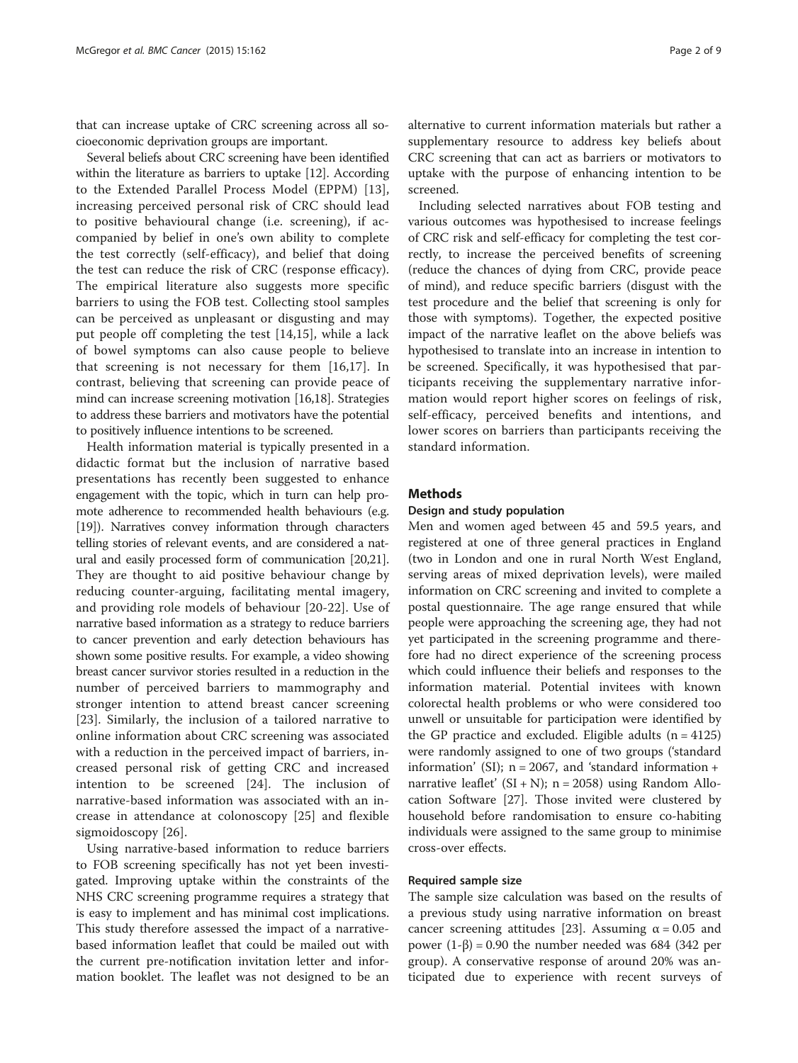that can increase uptake of CRC screening across all socioeconomic deprivation groups are important.

Several beliefs about CRC screening have been identified within the literature as barriers to uptake [12]. According to the Extended Parallel Process Model (EPPM) [13], increasing perceived personal risk of CRC should lead to positive behavioural change (i.e. screening), if accompanied by belief in one's own ability to complete the test correctly (self-efficacy), and belief that doing the test can reduce the risk of CRC (response efficacy). The empirical literature also suggests more specific barriers to using the FOB test. Collecting stool samples can be perceived as unpleasant or disgusting and may put people off completing the test [14,15], while a lack of bowel symptoms can also cause people to believe that screening is not necessary for them [16,17]. In contrast, believing that screening can provide peace of mind can increase screening motivation [16,18]. Strategies to address these barriers and motivators have the potential to positively influence intentions to be screened.

Health information material is typically presented in a didactic format but the inclusion of narrative based presentations has recently been suggested to enhance engagement with the topic, which in turn can help promote adherence to recommended health behaviours (e.g. [19]). Narratives convey information through characters telling stories of relevant events, and are considered a natural and easily processed form of communication [20,21]. They are thought to aid positive behaviour change by reducing counter-arguing, facilitating mental imagery, and providing role models of behaviour [20-22]. Use of narrative based information as a strategy to reduce barriers to cancer prevention and early detection behaviours has shown some positive results. For example, a video showing breast cancer survivor stories resulted in a reduction in the number of perceived barriers to mammography and stronger intention to attend breast cancer screening [23]. Similarly, the inclusion of a tailored narrative to online information about CRC screening was associated with a reduction in the perceived impact of barriers, increased personal risk of getting CRC and increased intention to be screened [24]. The inclusion of narrative-based information was associated with an increase in attendance at colonoscopy [25] and flexible sigmoidoscopy [26].

Using narrative-based information to reduce barriers to FOB screening specifically has not yet been investigated. Improving uptake within the constraints of the NHS CRC screening programme requires a strategy that is easy to implement and has minimal cost implications. This study therefore assessed the impact of a narrative-based information leaflet that could be mailed out with the current pre-notification invitation letter and information booklet. The leaflet was not designed to be an alternative to current information materials but rather a supplementary resource to address key beliefs about CRC screening that can act as barriers or motivators to uptake with the purpose of enhancing intention to be screened.

Including selected narratives about FOB testing and various outcomes was hypothesised to increase feelings of CRC risk and self-efficacy for completing the test correctly, to increase the perceived benefits of screening (reduce the chances of dying from CRC, provide peace of mind), and reduce specific barriers (disgust with the test procedure and the belief that screening is only for those with symptoms). Together, the expected positive impact of the narrative leaflet on the above beliefs was hypothesised to translate into an increase in intention to be screened. Specifically, it was hypothesised that participants receiving the supplementary narrative information would report higher scores on feelings of risk, self-efficacy, perceived benefits and intentions, and lower scores on barriers than participants receiving the standard information.

## Methods

### Design and study population

Men and women aged between 45 and 59.5 years, and registered at one of three general practices in England (two in London and one in rural North West England, serving areas of mixed deprivation levels), were mailed information on CRC screening and invited to complete a postal questionnaire. The age range ensured that while people were approaching the screening age, they had not yet participated in the screening programme and therefore had no direct experience of the screening process which could influence their beliefs and responses to the information material. Potential invitees with known colorectal health problems or who were considered too unwell or unsuitable for participation were identified by the GP practice and excluded. Eligible adults (n = 4125) were randomly assigned to one of two groups ('standard information' (SI); n = 2067, and 'standard information + narrative leaflet' (SI + N); n = 2058) using Random Allocation Software [27]. Those invited were clustered by household before randomisation to ensure co-habiting individuals were assigned to the same group to minimise cross-over effects.

### Required sample size

The sample size calculation was based on the results of a previous study using narrative information on breast cancer screening attitudes [23]. Assuming $\alpha = 0.05$ and power $(1-\beta) = 0.90$ the number needed was 684 (342 per group). A conservative response of around 20% was anticipated due to experience with recent surveys of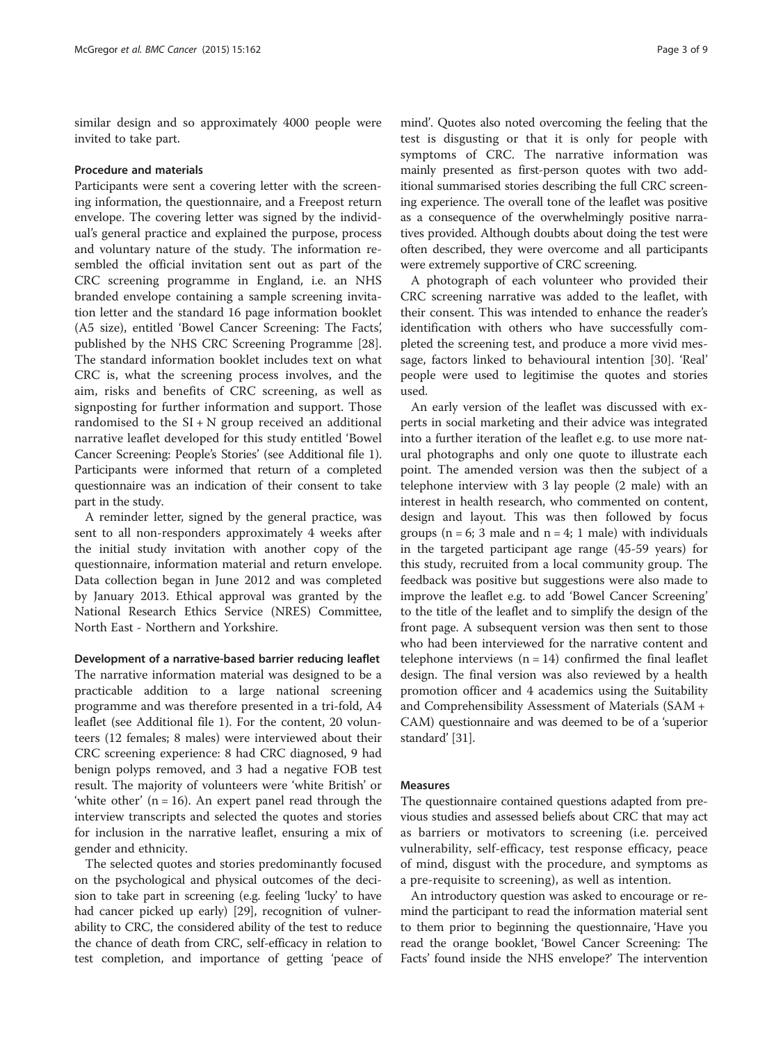similar design and so approximately 4000 people were invited to take part.

### Procedure and materials

Participants were sent a covering letter with the screening information, the questionnaire, and a Freepost return envelope. The covering letter was signed by the individual's general practice and explained the purpose, process and voluntary nature of the study. The information resembled the official invitation sent out as part of the CRC screening programme in England, i.e. an NHS branded envelope containing a sample screening invitation letter and the standard 16 page information booklet (A5 size), entitled 'Bowel Cancer Screening: The Facts', published by the NHS CRC Screening Programme [28]. The standard information booklet includes text on what CRC is, what the screening process involves, and the aim, risks and benefits of CRC screening, as well as signposting for further information and support. Those randomised to the SI + N group received an additional narrative leaflet developed for this study entitled 'Bowel Cancer Screening: People's Stories' (see Additional file 1). Participants were informed that return of a completed questionnaire was an indication of their consent to take part in the study.

A reminder letter, signed by the general practice, was sent to all non-responders approximately 4 weeks after the initial study invitation with another copy of the questionnaire, information material and return envelope. Data collection began in June 2012 and was completed by January 2013. Ethical approval was granted by the National Research Ethics Service (NRES) Committee, North East - Northern and Yorkshire.

### Development of a narrative-based barrier reducing leaflet

The narrative information material was designed to be a practicable addition to a large national screening programme and was therefore presented in a tri-fold, A4 leaflet (see Additional file 1). For the content, 20 volunteers (12 females; 8 males) were interviewed about their CRC screening experience: 8 had CRC diagnosed, 9 had benign polyps removed, and 3 had a negative FOB test result. The majority of volunteers were 'white British' or 'white other' (n = 16). An expert panel read through the interview transcripts and selected the quotes and stories for inclusion in the narrative leaflet, ensuring a mix of gender and ethnicity.

The selected quotes and stories predominantly focused on the psychological and physical outcomes of the decision to take part in screening (e.g. feeling 'lucky' to have had cancer picked up early) [29], recognition of vulnerability to CRC, the considered ability of the test to reduce the chance of death from CRC, self-efficacy in relation to test completion, and importance of getting 'peace of mind'. Quotes also noted overcoming the feeling that the test is disgusting or that it is only for people with symptoms of CRC. The narrative information was mainly presented as first-person quotes with two additional summarised stories describing the full CRC screening experience. The overall tone of the leaflet was positive as a consequence of the overwhelmingly positive narratives provided. Although doubts about doing the test were often described, they were overcome and all participants were extremely supportive of CRC screening.

A photograph of each volunteer who provided their CRC screening narrative was added to the leaflet, with their consent. This was intended to enhance the reader's identification with others who have successfully completed the screening test, and produce a more vivid message, factors linked to behavioural intention [30]. 'Real' people were used to legitimise the quotes and stories used.

An early version of the leaflet was discussed with experts in social marketing and their advice was integrated into a further iteration of the leaflet e.g. to use more natural photographs and only one quote to illustrate each point. The amended version was then the subject of a telephone interview with 3 lay people (2 male) with an interest in health research, who commented on content, design and layout. This was then followed by focus groups (n = 6; 3 male and n = 4; 1 male) with individuals in the targeted participant age range (45-59 years) for this study, recruited from a local community group. The feedback was positive but suggestions were also made to improve the leaflet e.g. to add 'Bowel Cancer Screening' to the title of the leaflet and to simplify the design of the front page. A subsequent version was then sent to those who had been interviewed for the narrative content and telephone interviews (n = 14) confirmed the final leaflet design. The final version was also reviewed by a health promotion officer and 4 academics using the Suitability and Comprehensibility Assessment of Materials (SAM + CAM) questionnaire and was deemed to be of a 'superior standard' [31].

### Measures

The questionnaire contained questions adapted from previous studies and assessed beliefs about CRC that may act as barriers or motivators to screening (i.e. perceived vulnerability, self-efficacy, test response efficacy, peace of mind, disgust with the procedure, and symptoms as a pre-requisite to screening), as well as intention.

An introductory question was asked to encourage or remind the participant to read the information material sent to them prior to beginning the questionnaire, 'Have you read the orange booklet, 'Bowel Cancer Screening: The Facts' found inside the NHS envelope?' The intervention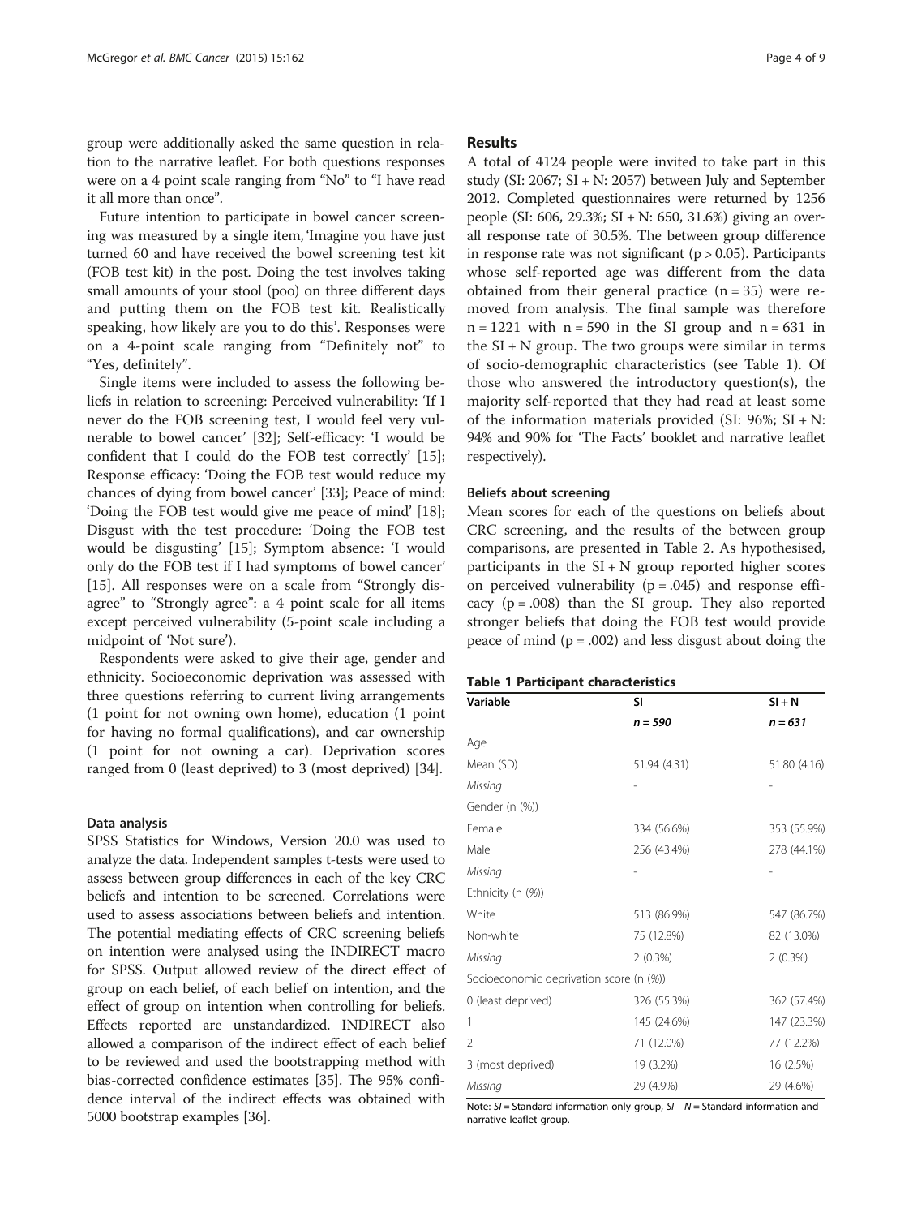group were additionally asked the same question in relation to the narrative leaflet. For both questions responses were on a 4 point scale ranging from "No" to "I have read it all more than once".

Future intention to participate in bowel cancer screening was measured by a single item, 'Imagine you have just turned 60 and have received the bowel screening test kit (FOB test kit) in the post. Doing the test involves taking small amounts of your stool (poo) on three different days and putting them on the FOB test kit. Realistically speaking, how likely are you to do this'. Responses were on a 4-point scale ranging from "Definitely not" to "Yes, definitely".

Single items were included to assess the following beliefs in relation to screening: Perceived vulnerability: 'If I never do the FOB screening test, I would feel very vulnerable to bowel cancer' [32]; Self-efficacy: 'I would be confident that I could do the FOB test correctly' [15]; Response efficacy: 'Doing the FOB test would reduce my chances of dying from bowel cancer' [33]; Peace of mind: 'Doing the FOB test would give me peace of mind' [18]; Disgust with the test procedure: 'Doing the FOB test would be disgusting' [15]; Symptom absence: 'I would only do the FOB test if I had symptoms of bowel cancer' [15]. All responses were on a scale from "Strongly disagree" to "Strongly agree": a 4 point scale for all items except perceived vulnerability (5-point scale including a midpoint of 'Not sure').

Respondents were asked to give their age, gender and ethnicity. Socioeconomic deprivation was assessed with three questions referring to current living arrangements (1 point for not owning own home), education (1 point for having no formal qualifications), and car ownership (1 point for not owning a car). Deprivation scores ranged from 0 (least deprived) to 3 (most deprived) [34].

### Data analysis

SPSS Statistics for Windows, Version 20.0 was used to analyze the data. Independent samples t-tests were used to assess between group differences in each of the key CRC beliefs and intention to be screened. Correlations were used to assess associations between beliefs and intention. The potential mediating effects of CRC screening beliefs on intention were analysed using the INDIRECT macro for SPSS. Output allowed review of the direct effect of group on each belief, of each belief on intention, and the effect of group on intention when controlling for beliefs. Effects reported are unstandardized. INDIRECT also allowed a comparison of the indirect effect of each belief to be reviewed and used the bootstrapping method with bias-corrected confidence estimates [35]. The 95% confidence interval of the indirect effects was obtained with 5000 bootstrap examples [36].

## Results

A total of 4124 people were invited to take part in this study (SI: 2067; SI + N: 2057) between July and September 2012. Completed questionnaires were returned by 1256 people (SI: 606, 29.3%; SI + N: 650, 31.6%) giving an overall response rate of 30.5%. The between group difference in response rate was not significant ($p > 0.05$). Participants whose self-reported age was different from the data obtained from their general practice ($n = 35$) were removed from analysis. The final sample was therefore $n = 1221$ with $n = 590$ in the SI group and $n = 631$ in the SI + N group. The two groups were similar in terms of socio-demographic characteristics (see Table 1). Of those who answered the introductory question(s), the majority self-reported that they had read at least some of the information materials provided (SI: 96%; SI + N: 94% and 90% for 'The Facts' booklet and narrative leaflet respectively).

### Beliefs about screening

Mean scores for each of the questions on beliefs about CRC screening, and the results of the between group comparisons, are presented in Table 2. As hypothesised, participants in the SI + N group reported higher scores on perceived vulnerability ($p = .045$) and response efficacy ($p = .008$) than the SI group. They also reported stronger beliefs that doing the FOB test would provide peace of mind ($p = .002$) and less disgust about doing the

**Table 1 Participant characteristics**

| Variable | SI | SI + N |
|---|---|---|
| | *n = 590* | *n = 631* |
| Age | | |
| Mean (SD) | 51.94 (4.31) | 51.80 (4.16) |
| *Missing* | - | - |
| Gender (n (%)) | | |
| Female | 334 (56.6%) | 353 (55.9%) |
| Male | 256 (43.4%) | 278 (44.1%) |
| *Missing* | - | - |
| Ethnicity (n (%)) | | |
| White | 513 (86.9%) | 547 (86.7%) |
| Non-white | 75 (12.8%) | 82 (13.0%) |
| *Missing* | 2 (0.3%) | 2 (0.3%) |
| Socioeconomic deprivation score (n (%)) | | |
| 0 (least deprived) | 326 (55.3%) | 362 (57.4%) |
| 1 | 145 (24.6%) | 147 (23.3%) |
| 2 | 71 (12.0%) | 77 (12.2%) |
| 3 (most deprived) | 19 (3.2%) | 16 (2.5%) |
| *Missing* | 29 (4.9%) | 29 (4.6%) |

Note: *SI* = Standard information only group, *SI + N* = Standard information and narrative leaflet group.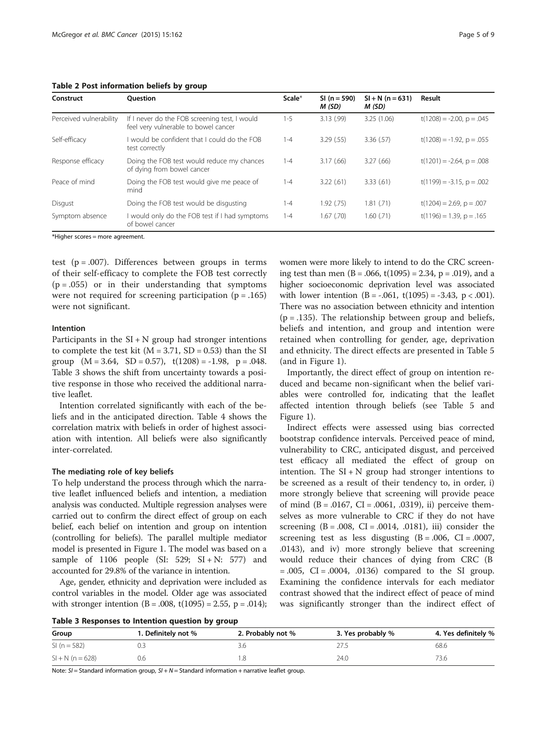**Table 2 Post information beliefs by group**

| Construct | Question | Scale* | SI (n = 590) *M (SD)* | SI + N (n = 631) *M (SD)* | Result |
|---|---|---|---|---|---|
| Perceived vulnerability | If I never do the FOB screening test, I would feel very vulnerable to bowel cancer | 1-5 | 3.13 (.99) | 3.25 (1.06) | $t(1208) = -2.00$, $p = .045$ |
| Self-efficacy | I would be confident that I could do the FOB test correctly | 1-4 | 3.29 (.55) | 3.36 (.57) | $t(1208) = -1.92$, $p = .055$ |
| Response efficacy | Doing the FOB test would reduce my chances of dying from bowel cancer | 1-4 | 3.17 (.66) | 3.27 (.66) | $t(1201) = -2.64$, $p = .008$ |
| Peace of mind | Doing the FOB test would give me peace of mind | 1-4 | 3.22 (.61) | 3.33 (.61) | $t(1199) = -3.15$, $p = .002$ |
| Disgust | Doing the FOB test would be disgusting | 1-4 | 1.92 (.75) | 1.81 (.71) | $t(1204) = 2.69$, $p = .007$ |
| Symptom absence | I would only do the FOB test if I had symptoms of bowel cancer | 1-4 | 1.67 (.70) | 1.60 (.71) | $t(1196) = 1.39$, $p = .165$ |

*Higher scores = more agreement.

test ($p = .007$). Differences between groups in terms of their self-efficacy to complete the FOB test correctly ($p = .055$) or in their understanding that symptoms were not required for screening participation ($p = .165$) were not significant.

#### Intention

Participants in the SI + N group had stronger intentions to complete the test kit ($M = 3.71$, $SD = 0.53$) than the SI group ($M = 3.64$, $SD = 0.57$), $t(1208) = -1.98$, $p = .048$. Table 3 shows the shift from uncertainty towards a positive response in those who received the additional narrative leaflet.

Intention correlated significantly with each of the beliefs and in the anticipated direction. Table 4 shows the correlation matrix with beliefs in order of highest association with intention. All beliefs were also significantly inter-correlated.

#### The mediating role of key beliefs

To help understand the process through which the narrative leaflet influenced beliefs and intention, a mediation analysis was conducted. Multiple regression analyses were carried out to confirm the direct effect of group on each belief, each belief on intention and group on intention (controlling for beliefs). The parallel multiple mediator model is presented in Figure 1. The model was based on a sample of 1106 people (SI: 529; SI + N: 577) and accounted for 29.8% of the variance in intention.

Age, gender, ethnicity and deprivation were included as control variables in the model. Older age was associated with stronger intention ($B = .008$, $t(1095) = 2.55$, $p = .014$); women were more likely to intend to do the CRC screening test than men ($B = .066$, $t(1095) = 2.34$, $p = .019$), and a higher socioeconomic deprivation level was associated with lower intention ($B = -.061$, $t(1095) = -3.43$, $p < .001$). There was no association between ethnicity and intention ($p = .135$). The relationship between group and beliefs, beliefs and intention, and group and intention were retained when controlling for gender, age, deprivation and ethnicity. The direct effects are presented in Table 5 (and in Figure 1).

Importantly, the direct effect of group on intention reduced and became non-significant when the belief variables were controlled for, indicating that the leaflet affected intention through beliefs (see Table 5 and Figure 1).

Indirect effects were assessed using bias corrected bootstrap confidence intervals. Perceived peace of mind, vulnerability to CRC, anticipated disgust, and perceived test efficacy all mediated the effect of group on intention. The SI + N group had stronger intentions to be screened as a result of their tendency to, in order, i) more strongly believe that screening will provide peace of mind ($B = .0167$, $CI = .0061, .0319$), ii) perceive themselves as more vulnerable to CRC if they do not have screening ($B = .008$, $CI = .0014, .0181$), iii) consider the screening test as less disgusting ($B = .006$, $CI = .0007, .0143$), and iv) more strongly believe that screening would reduce their chances of dying from CRC ($B = .005$, $CI = .0004, .0136$) compared to the SI group. Examining the confidence intervals for each mediator contrast showed that the indirect effect of peace of mind was significantly stronger than the indirect effect of

**Table 3 Responses to Intention question by group**

| Group | 1. Definitely not % | 2. Probably not % | 3. Yes probably % | 4. Yes definitely % |
|---|---|---|---|---|
| SI (n = 582) | 0.3 | 3.6 | 27.5 | 68.6 |
| SI + N (n = 628) | 0.6 | 1.8 | 24.0 | 73.6 |

Note: *SI* = Standard information group, *SI + N* = Standard information + narrative leaflet group.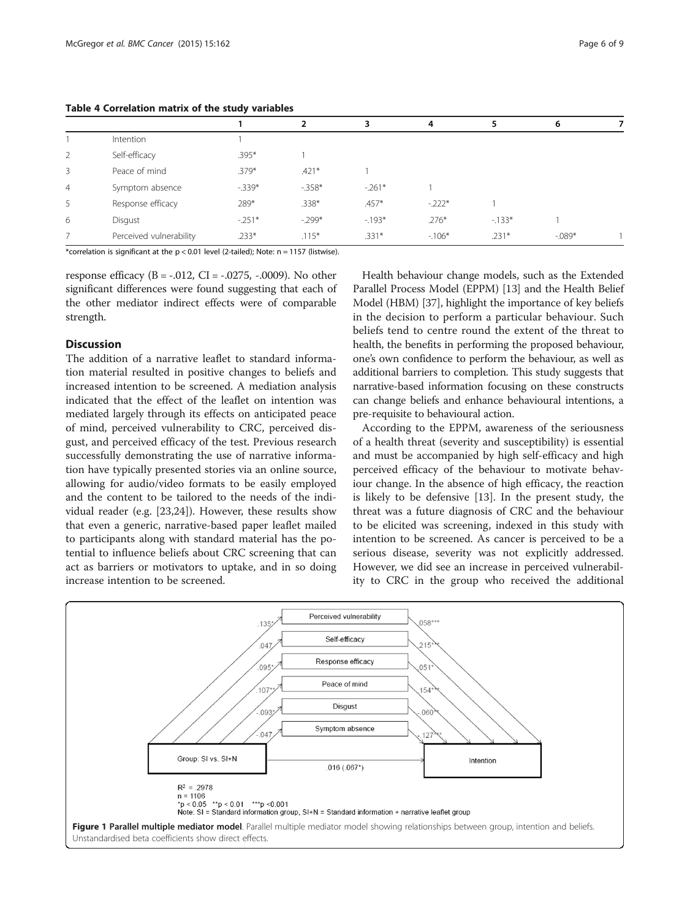**Table 4 Correlation matrix of the study variables**

| | | 1 | 2 | 3 | 4 | 5 | 6 | 7 |
|---|---|---|---|---|---|---|---|---|
| 1 | Intention | 1 | | | | | | |
| 2 | Self-efficacy | .395* | 1 | | | | | |
| 3 | Peace of mind | .379* | .421* | 1 | | | | |
| 4 | Symptom absence | -.339* | -.358* | -.261* | 1 | | | |
| 5 | Response efficacy | 289* | .338* | .457* | -.222* | 1 | | |
| 6 | Disgust | -.251* | -.299* | -.193* | .276* | -.133* | 1 | |
| 7 | Perceived vulnerability | .233* | .115* | .331* | -.106* | .231* | -.089* | 1 |

*correlation is significant at the p < 0.01 level (2-tailed); Note: n = 1157 (listwise).

response efficacy (B = -.012, CI = -.0275, -.0009). No other significant differences were found suggesting that each of the other mediator indirect effects were of comparable strength.

## Discussion

The addition of a narrative leaflet to standard information material resulted in positive changes to beliefs and increased intention to be screened. A mediation analysis indicated that the effect of the leaflet on intention was mediated largely through its effects on anticipated peace of mind, perceived vulnerability to CRC, perceived disgust, and perceived efficacy of the test. Previous research successfully demonstrating the use of narrative information have typically presented stories via an online source, allowing for audio/video formats to be easily employed and the content to be tailored to the needs of the individual reader (e.g. [23,24]). However, these results show that even a generic, narrative-based paper leaflet mailed to participants along with standard material has the potential to influence beliefs about CRC screening that can act as barriers or motivators to uptake, and in so doing increase intention to be screened.

Health behaviour change models, such as the Extended Parallel Process Model (EPPM) [13] and the Health Belief Model (HBM) [37], highlight the importance of key beliefs in the decision to perform a particular behaviour. Such beliefs tend to centre round the extent of the threat to health, the benefits in performing the proposed behaviour, one's own confidence to perform the behaviour, as well as additional barriers to completion. This study suggests that narrative-based information focusing on these constructs can change beliefs and enhance behavioural intentions, a pre-requisite to behavioural action.

According to the EPPM, awareness of the seriousness of a health threat (severity and susceptibility) is essential and must be accompanied by high self-efficacy and high perceived efficacy of the behaviour to motivate behaviour change. In the absence of high efficacy, the reaction is likely to be defensive [13]. In the present study, the threat was a future diagnosis of CRC and the behaviour to be elicited was screening, indexed in this study with intention to be screened. As cancer is perceived to be a serious disease, severity was not explicitly addressed. However, we did see an increase in perceived vulnerability to CRC in the group who received the additional

Perceived vulnerability
Self-efficacy
Response efficacy
Peace of mind
Disgust
Symptom absence
.135*
.047
.095*
.107**
-.093*
-.047
.058***
.215***
.051*
.154***
-.060**
-.127***
Group: SI vs. SI+N
.016 (.067*)
Intention

$R^2$ = .2978
n = 1106
*p < 0.05 **p < 0.01 ***p <0.001
Note: SI = Standard information group, SI+N = Standard information + narrative leaflet group

**Figure 1 Parallel multiple mediator model**. Parallel multiple mediator model showing relationships between group, intention and beliefs. Unstandardised beta coefficients show direct effects.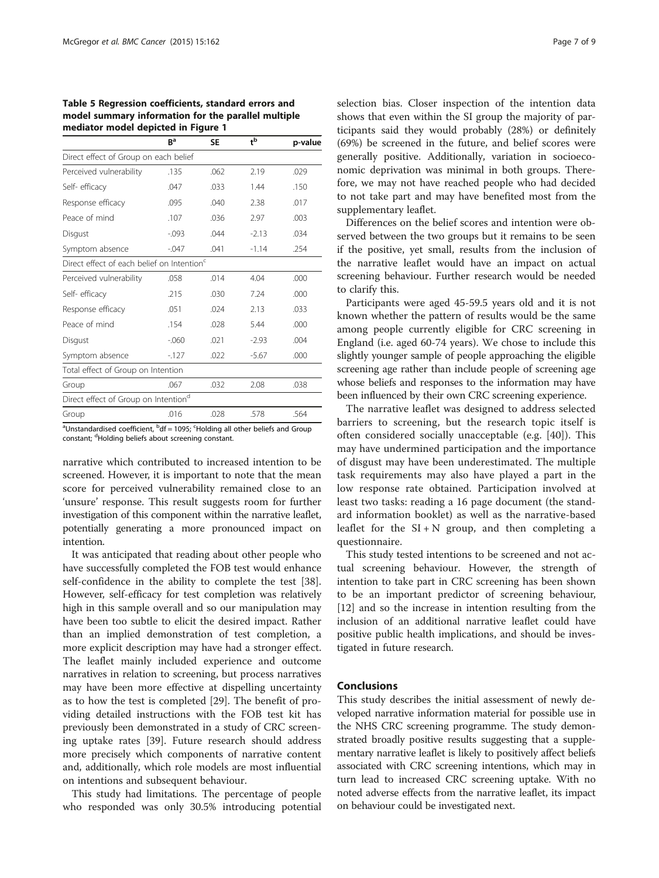**Table 5 Regression coefficients, standard errors and model summary information for the parallel multiple mediator model depicted in Figure 1**

| | B[a] | SE | t[b] | p-value |
|---|---|---|---|---|
| Direct effect of Group on each belief | | | | |
| Perceived vulnerability | .135 | .062 | 2.19 | .029 |
| Self- efficacy | .047 | .033 | 1.44 | .150 |
| Response efficacy | .095 | .040 | 2.38 | .017 |
| Peace of mind | .107 | .036 | 2.97 | .003 |
| Disgust | -.093 | .044 | -2.13 | .034 |
| Symptom absence | -.047 | .041 | -1.14 | .254 |
| Direct effect of each belief on Intention[c] | | | | |
| Perceived vulnerability | .058 | .014 | 4.04 | .000 |
| Self- efficacy | .215 | .030 | 7.24 | .000 |
| Response efficacy | .051 | .024 | 2.13 | .033 |
| Peace of mind | .154 | .028 | 5.44 | .000 |
| Disgust | -.060 | .021 | -2.93 | .004 |
| Symptom absence | -.127 | .022 | -5.67 | .000 |
| Total effect of Group on Intention | | | | |
| Group | .067 | .032 | 2.08 | .038 |
| Direct effect of Group on Intention[d] | | | | |
| Group | .016 | .028 | .578 | .564 |

[a]Unstandardised coefficient, [b]df = 1095; [c]Holding all other beliefs and Group constant; [d]Holding beliefs about screening constant.

narrative which contributed to increased intention to be screened. However, it is important to note that the mean score for perceived vulnerability remained close to an 'unsure' response. This result suggests room for further investigation of this component within the narrative leaflet, potentially generating a more pronounced impact on intention.

It was anticipated that reading about other people who have successfully completed the FOB test would enhance self-confidence in the ability to complete the test [38]. However, self-efficacy for test completion was relatively high in this sample overall and so our manipulation may have been too subtle to elicit the desired impact. Rather than an implied demonstration of test completion, a more explicit description may have had a stronger effect. The leaflet mainly included experience and outcome narratives in relation to screening, but process narratives may have been more effective at dispelling uncertainty as to how the test is completed [29]. The benefit of providing detailed instructions with the FOB test kit has previously been demonstrated in a study of CRC screening uptake rates [39]. Future research should address more precisely which components of narrative content and, additionally, which role models are most influential on intentions and subsequent behaviour.

This study had limitations. The percentage of people who responded was only 30.5% introducing potential selection bias. Closer inspection of the intention data shows that even within the SI group the majority of participants said they would probably (28%) or definitely (69%) be screened in the future, and belief scores were generally positive. Additionally, variation in socioeconomic deprivation was minimal in both groups. Therefore, we may not have reached people who had decided to not take part and may have benefited most from the supplementary leaflet.

Differences on the belief scores and intention were observed between the two groups but it remains to be seen if the positive, yet small, results from the inclusion of the narrative leaflet would have an impact on actual screening behaviour. Further research would be needed to clarify this.

Participants were aged 45-59.5 years old and it is not known whether the pattern of results would be the same among people currently eligible for CRC screening in England (i.e. aged 60-74 years). We chose to include this slightly younger sample of people approaching the eligible screening age rather than include people of screening age whose beliefs and responses to the information may have been influenced by their own CRC screening experience.

The narrative leaflet was designed to address selected barriers to screening, but the research topic itself is often considered socially unacceptable (e.g. [40]). This may have undermined participation and the importance of disgust may have been underestimated. The multiple task requirements may also have played a part in the low response rate obtained. Participation involved at least two tasks: reading a 16 page document (the standard information booklet) as well as the narrative-based leaflet for the SI + N group, and then completing a questionnaire.

This study tested intentions to be screened and not actual screening behaviour. However, the strength of intention to take part in CRC screening has been shown to be an important predictor of screening behaviour, [12] and so the increase in intention resulting from the inclusion of an additional narrative leaflet could have positive public health implications, and should be investigated in future research.

## Conclusions

This study describes the initial assessment of newly developed narrative information material for possible use in the NHS CRC screening programme. The study demonstrated broadly positive results suggesting that a supplementary narrative leaflet is likely to positively affect beliefs associated with CRC screening intentions, which may in turn lead to increased CRC screening uptake. With no noted adverse effects from the narrative leaflet, its impact on behaviour could be investigated next.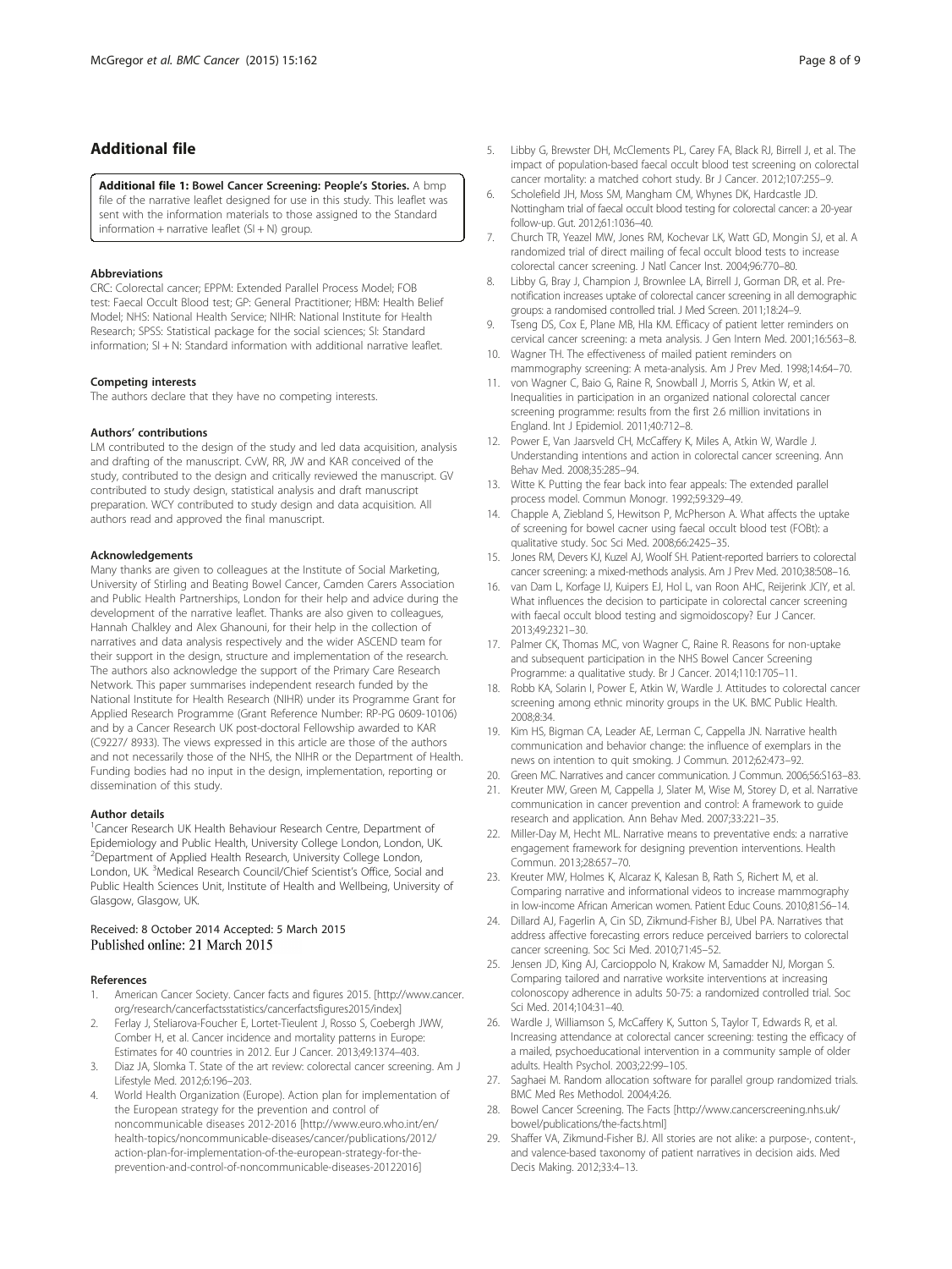## Additional file

**Additional file 1: Bowel Cancer Screening: People's Stories.** A bmp file of the narrative leaflet designed for use in this study. This leaflet was sent with the information materials to those assigned to the Standard information + narrative leaflet (SI + N) group.

#### Abbreviations

CRC: Colorectal cancer; EPPM: Extended Parallel Process Model; FOB test: Faecal Occult Blood test; GP: General Practitioner; HBM: Health Belief Model; NHS: National Health Service; NIHR: National Institute for Health Research; SPSS: Statistical package for the social sciences; SI: Standard information; SI + N: Standard information with additional narrative leaflet.

#### Competing interests

The authors declare that they have no competing interests.

#### Authors' contributions

LM contributed to the design of the study and led data acquisition, analysis and drafting of the manuscript. CvW, RR, JW and KAR conceived of the study, contributed to the design and critically reviewed the manuscript. GV contributed to study design, statistical analysis and draft manuscript preparation. WCY contributed to study design and data acquisition. All authors read and approved the final manuscript.

#### Acknowledgements

Many thanks are given to colleagues at the Institute of Social Marketing, University of Stirling and Beating Bowel Cancer, Camden Carers Association and Public Health Partnerships, London for their help and advice during the development of the narrative leaflet. Thanks are also given to colleagues, Hannah Chalkley and Alex Ghanouni, for their help in the collection of narratives and data analysis respectively and the wider ASCEND team for their support in the design, structure and implementation of the research. The authors also acknowledge the support of the Primary Care Research Network. This paper summarises independent research funded by the National Institute for Health Research (NIHR) under its Programme Grant for Applied Research Programme (Grant Reference Number: RP-PG 0609-10106) and by a Cancer Research UK post-doctoral Fellowship awarded to KAR (C9227/ 8933). The views expressed in this article are those of the authors and not necessarily those of the NHS, the NIHR or the Department of Health. Funding bodies had no input in the design, implementation, reporting or dissemination of this study.

#### Author details

[1]Cancer Research UK Health Behaviour Research Centre, Department of Epidemiology and Public Health, University College London, London, UK. [2]Department of Applied Health Research, University College London, London, UK. [3]Medical Research Council/Chief Scientist's Office, Social and Public Health Sciences Unit, Institute of Health and Wellbeing, University of Glasgow, Glasgow, UK.

Received: 8 October 2014 Accepted: 5 March 2015
Published online: 21 March 2015

#### References

1. American Cancer Society. Cancer facts and figures 2015. [http://www.cancer.org/research/cancerfactsstatistics/cancerfactsfigures2015/index]
2. Ferlay J, Steliarova-Foucher E, Lortet-Tieulent J, Rosso S, Coebergh JWW, Comber H, et al. Cancer incidence and mortality patterns in Europe: Estimates for 40 countries in 2012. Eur J Cancer. 2013;49:1374–403.
3. Diaz JA, Slomka T. State of the art review: colorectal cancer screening. Am J Lifestyle Med. 2012;6:196–203.
4. World Health Organization (Europe). Action plan for implementation of the European strategy for the prevention and control of noncommunicable diseases 2012-2016 [http://www.euro.who.int/en/health-topics/noncommunicable-diseases/cancer/publications/2012/action-plan-for-implementation-of-the-european-strategy-for-the-prevention-and-control-of-noncommunicable-diseases-20122016]
5. Libby G, Brewster DH, McClements PL, Carey FA, Black RJ, Birrell J, et al. The impact of population-based faecal occult blood test screening on colorectal cancer mortality: a matched cohort study. Br J Cancer. 2012;107:255–9.
6. Scholefield JH, Moss SM, Mangham CM, Whynes DK, Hardcastle JD. Nottingham trial of faecal occult blood testing for colorectal cancer: a 20-year follow-up. Gut. 2012;61:1036–40.
7. Church TR, Yeazel MW, Jones RM, Kochevar LK, Watt GD, Mongin SJ, et al. A randomized trial of direct mailing of fecal occult blood tests to increase colorectal cancer screening. J Natl Cancer Inst. 2004;96:770–80.
8. Libby G, Bray J, Champion J, Brownlee LA, Birrell J, Gorman DR, et al. Pre-notification increases uptake of colorectal cancer screening in all demographic groups: a randomised controlled trial. J Med Screen. 2011;18:24–9.
9. Tseng DS, Cox E, Plane MB, Hla KM. Efficacy of patient letter reminders on cervical cancer screening: a meta analysis. J Gen Intern Med. 2001;16:563–8.
10. Wagner TH. The effectiveness of mailed patient reminders on mammography screening: A meta-analysis. Am J Prev Med. 1998;14:64–70.
11. von Wagner C, Baio G, Raine R, Snowball J, Morris S, Atkin W, et al. Inequalities in participation in an organized national colorectal cancer screening programme: results from the first 2.6 million invitations in England. Int J Epidemiol. 2011;40:712–8.
12. Power E, Van Jaarsveld CH, McCaffery K, Miles A, Atkin W, Wardle J. Understanding intentions and action in colorectal cancer screening. Ann Behav Med. 2008;35:285–94.
13. Witte K. Putting the fear back into fear appeals: The extended parallel process model. Commun Monogr. 1992;59:329–49.
14. Chapple A, Ziebland S, Hewitson P, McPherson A. What affects the uptake of screening for bowel cacner using faecal occult blood test (FOBt): a qualitative study. Soc Sci Med. 2008;66:2425–35.
15. Jones RM, Devers KJ, Kuzel AJ, Woolf SH. Patient-reported barriers to colorectal cancer screening: a mixed-methods analysis. Am J Prev Med. 2010;38:508–16.
16. van Dam L, Korfage IJ, Kuipers EJ, Hol L, van Roon AHC, Reijerink JCIY, et al. What influences the decision to participate in colorectal cancer screening with faecal occult blood testing and sigmoidoscopy? Eur J Cancer. 2013;49:2321–30.
17. Palmer CK, Thomas MC, von Wagner C, Raine R. Reasons for non-uptake and subsequent participation in the NHS Bowel Cancer Screening Programme: a qualitative study. Br J Cancer. 2014;110:1705–11.
18. Robb KA, Solarin I, Power E, Atkin W, Wardle J. Attitudes to colorectal cancer screening among ethnic minority groups in the UK. BMC Public Health. 2008;8:34.
19. Kim HS, Bigman CA, Leader AE, Lerman C, Cappella JN. Narrative health communication and behavior change: the influence of exemplars in the news on intention to quit smoking. J Commun. 2012;62:473–92.
20. Green MC. Narratives and cancer communication. J Commun. 2006;56:S163–83.
21. Kreuter MW, Green M, Cappella J, Slater M, Wise M, Storey D, et al. Narrative communication in cancer prevention and control: A framework to guide research and application. Ann Behav Med. 2007;33:221–35.
22. Miller-Day M, Hecht ML. Narrative means to preventative ends: a narrative engagement framework for designing prevention interventions. Health Commun. 2013;28:657–70.
23. Kreuter MW, Holmes K, Alcaraz K, Kalesan B, Rath S, Richert M, et al. Comparing narrative and informational videos to increase mammography in low-income African American women. Patient Educ Couns. 2010;81:S6–14.
24. Dillard AJ, Fagerlin A, Cin SD, Zikmund-Fisher BJ, Ubel PA. Narratives that address affective forecasting errors reduce perceived barriers to colorectal cancer screening. Soc Sci Med. 2010;71:45–52.
25. Jensen JD, King AJ, Carcioppolo N, Krakow M, Samadder NJ, Morgan S. Comparing tailored and narrative worksite interventions at increasing colonoscopy adherence in adults 50-75: a randomized controlled trial. Soc Sci Med. 2014;104:31–40.
26. Wardle J, Williamson S, McCaffery K, Sutton S, Taylor T, Edwards R, et al. Increasing attendance at colorectal cancer screening: testing the efficacy of a mailed, psychoeducational intervention in a community sample of older adults. Health Psychol. 2003;22:99–105.
27. Saghaei M. Random allocation software for parallel group randomized trials. BMC Med Res Methodol. 2004;4:26.
28. Bowel Cancer Screening. The Facts [http://www.cancerscreening.nhs.uk/bowel/publications/the-facts.html]
29. Shaffer VA, Zikmund-Fisher BJ. All stories are not alike: a purpose-, content-, and valence-based taxonomy of patient narratives in decision aids. Med Decis Making. 2012;33:4–13.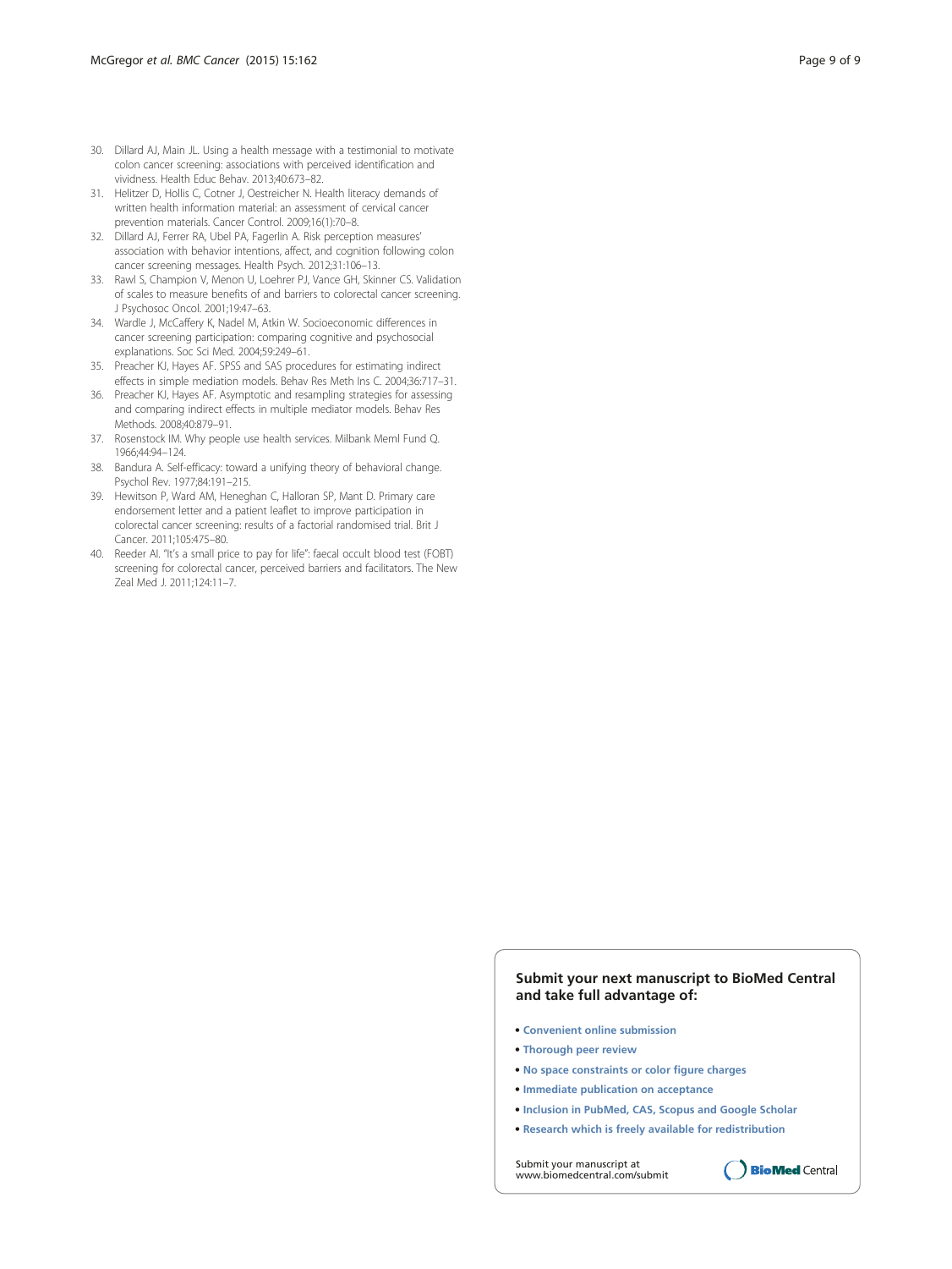30. Dillard AJ, Main JL. Using a health message with a testimonial to motivate colon cancer screening: associations with perceived identification and vividness. Health Educ Behav. 2013;40:673–82.
31. Helitzer D, Hollis C, Cotner J, Oestreicher N. Health literacy demands of written health information material: an assessment of cervical cancer prevention materials. Cancer Control. 2009;16(1):70–8.
32. Dillard AJ, Ferrer RA, Ubel PA, Fagerlin A. Risk perception measures' association with behavior intentions, affect, and cognition following colon cancer screening messages. Health Psych. 2012;31:106–13.
33. Rawl S, Champion V, Menon U, Loehrer PJ, Vance GH, Skinner CS. Validation of scales to measure benefits of and barriers to colorectal cancer screening. J Psychosoc Oncol. 2001;19:47–63.
34. Wardle J, McCaffery K, Nadel M, Atkin W. Socioeconomic differences in cancer screening participation: comparing cognitive and psychosocial explanations. Soc Sci Med. 2004;59:249–61.
35. Preacher KJ, Hayes AF. SPSS and SAS procedures for estimating indirect effects in simple mediation models. Behav Res Meth Ins C. 2004;36:717–31.
36. Preacher KJ, Hayes AF. Asymptotic and resampling strategies for assessing and comparing indirect effects in multiple mediator models. Behav Res Methods. 2008;40:879–91.
37. Rosenstock IM. Why people use health services. Milbank Meml Fund Q. 1966;44:94–124.
38. Bandura A. Self-efficacy: toward a unifying theory of behavioral change. Psychol Rev. 1977;84:191–215.
39. Hewitson P, Ward AM, Heneghan C, Halloran SP, Mant D. Primary care endorsement letter and a patient leaflet to improve participation in colorectal cancer screening: results of a factorial randomised trial. Brit J Cancer. 2011;105:475–80.
40. Reeder AI. "It's a small price to pay for life": faecal occult blood test (FOBT) screening for colorectal cancer, perceived barriers and facilitators. The New Zeal Med J. 2011;124:11–7.

**Submit your next manuscript to BioMed Central and take full advantage of:**

- **Convenient online submission**
- **Thorough peer review**
- **No space constraints or color figure charges**
- **Immediate publication on acceptance**
- **Inclusion in PubMed, CAS, Scopus and Google Scholar**
- **Research which is freely available for redistribution**

Submit your manuscript at
www.biomedcentral.com/submit

BioMed Central